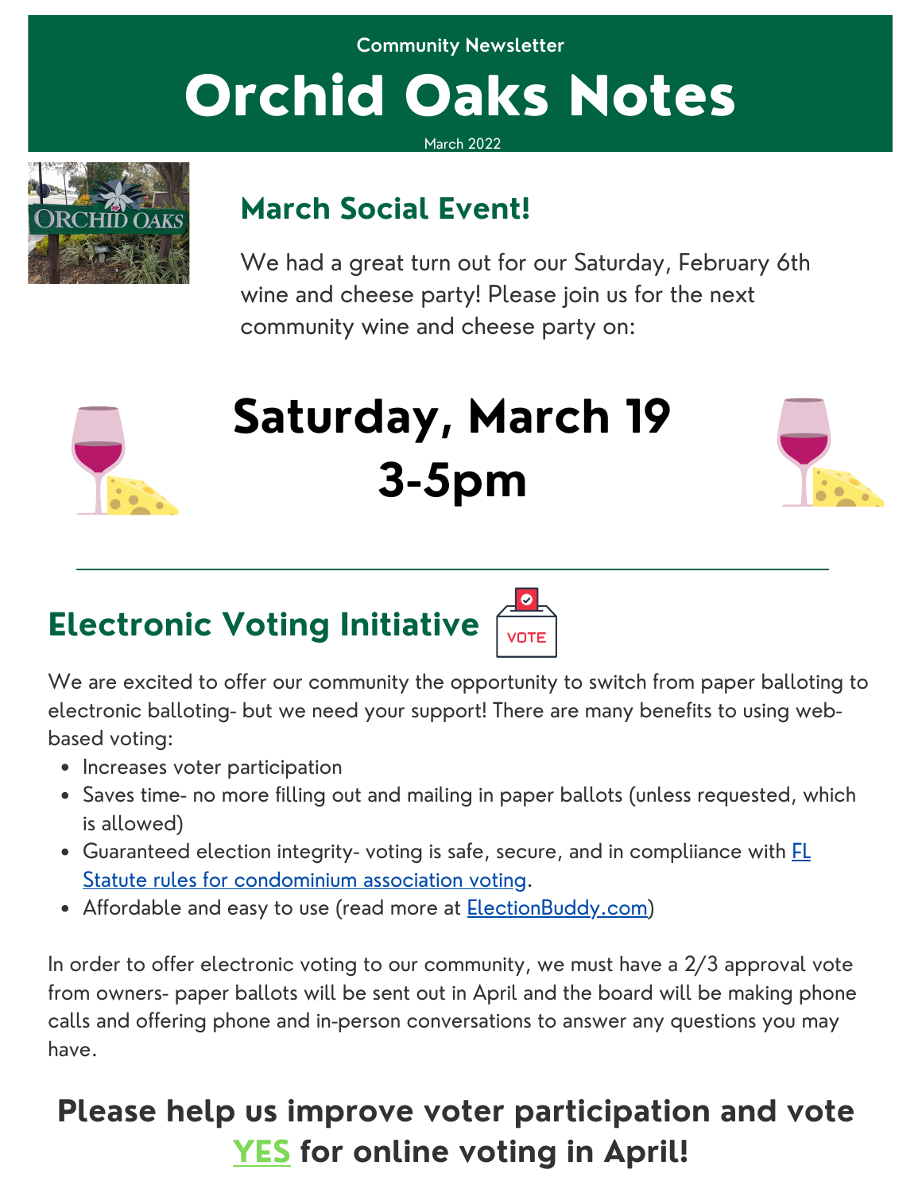Community Newsletter

# Orchid Oaks Notes

March 2022

## March Social Event!

We had a great turn out for our Saturday, February 6th wine and cheese party! Please join us for the next community wine and cheese party on:

# Saturday, March 19
# 3-5pm

## Electronic Voting Initiative

We are excited to offer our community the opportunity to switch from paper balloting to electronic balloting- but we need your support! There are many benefits to using web-based voting:

- Increases voter participation
- Saves time- no more filling out and mailing in paper ballots (unless requested, which is allowed)
- Guaranteed election integrity- voting is safe, secure, and in compliiance with FL Statute rules for condominium association voting.
- Affordable and easy to use (read more at ElectionBuddy.com)

In order to offer electronic voting to our community, we must have a 2/3 approval vote from owners- paper ballots will be sent out in April and the board will be making phone calls and offering phone and in-person conversations to answer any questions you may have.

## Please help us improve voter participation and vote YES for online voting in April!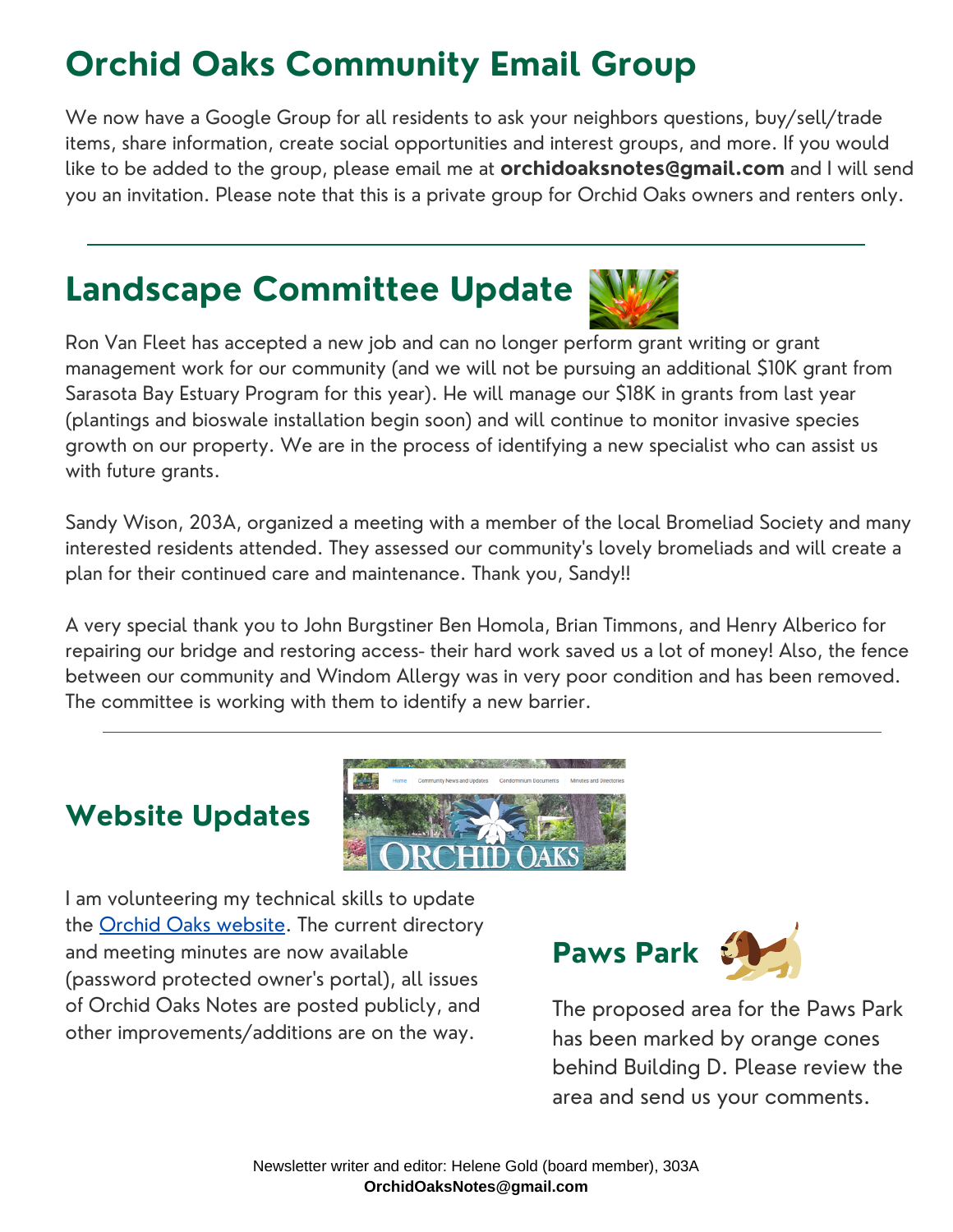# Orchid Oaks Community Email Group

We now have a Google Group for all residents to ask your neighbors questions, buy/sell/trade items, share information, create social opportunities and interest groups, and more. If you would like to be added to the group, please email me at **orchidoaksnotes@gmail.com** and I will send you an invitation. Please note that this is a private group for Orchid Oaks owners and renters only.

---

# Landscape Committee Update

Ron Van Fleet has accepted a new job and can no longer perform grant writing or grant management work for our community (and we will not be pursuing an additional $10K grant from Sarasota Bay Estuary Program for this year). He will manage our $18K in grants from last year (plantings and bioswale installation begin soon) and will continue to monitor invasive species growth on our property. We are in the process of identifying a new specialist who can assist us with future grants.

Sandy Wison, 203A, organized a meeting with a member of the local Bromeliad Society and many interested residents attended. They assessed our community's lovely bromeliads and will create a plan for their continued care and maintenance. Thank you, Sandy!!

A very special thank you to John Burgstiner Ben Homola, Brian Timmons, and Henry Alberico for repairing our bridge and restoring access- their hard work saved us a lot of money! Also, the fence between our community and Windom Allergy was in very poor condition and has been removed. The committee is working with them to identify a new barrier.

---

## Website Updates

I am volunteering my technical skills to update the [Orchid Oaks website]. The current directory and meeting minutes are now available (password protected owner's portal), all issues of Orchid Oaks Notes are posted publicly, and other improvements/additions are on the way.

## Paws Park

The proposed area for the Paws Park has been marked by orange cones behind Building D. Please review the area and send us your comments.

Newsletter writer and editor: Helene Gold (board member), 303A
**OrchidOaksNotes@gmail.com**